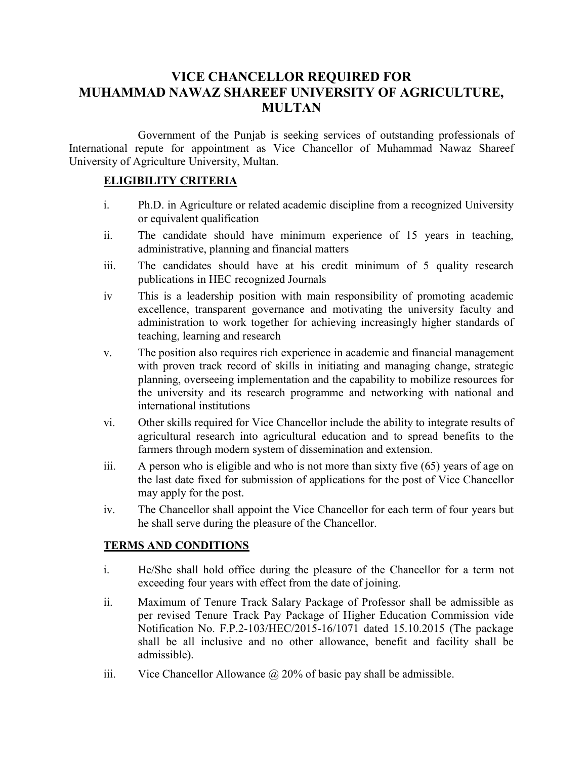# VICE CHANCELLOR REQUIRED FOR MUHAMMAD NAWAZ SHAREEF UNIVERSITY OF AGRICULTURE, MULTAN

Government of the Punjab is seeking services of outstanding professionals of International repute for appointment as Vice Chancellor of Muhammad Nawaz Shareef University of Agriculture University, Multan.

## ELIGIBILITY CRITERIA

i. Ph.D. in Agriculture or related academic discipline from a recognized University or equivalent qualification

ii. The candidate should have minimum experience of 15 years in teaching, administrative, planning and financial matters

iii. The candidates should have at his credit minimum of 5 quality research publications in HEC recognized Journals

iv This is a leadership position with main responsibility of promoting academic excellence, transparent governance and motivating the university faculty and administration to work together for achieving increasingly higher standards of teaching, learning and research

v. The position also requires rich experience in academic and financial management with proven track record of skills in initiating and managing change, strategic planning, overseeing implementation and the capability to mobilize resources for the university and its research programme and networking with national and international institutions

vi. Other skills required for Vice Chancellor include the ability to integrate results of agricultural research into agricultural education and to spread benefits to the farmers through modern system of dissemination and extension.

iii. A person who is eligible and who is not more than sixty five (65) years of age on the last date fixed for submission of applications for the post of Vice Chancellor may apply for the post.

iv. The Chancellor shall appoint the Vice Chancellor for each term of four years but he shall serve during the pleasure of the Chancellor.

## TERMS AND CONDITIONS

i. He/She shall hold office during the pleasure of the Chancellor for a term not exceeding four years with effect from the date of joining.

ii. Maximum of Tenure Track Salary Package of Professor shall be admissible as per revised Tenure Track Pay Package of Higher Education Commission vide Notification No. F.P.2-103/HEC/2015-16/1071 dated 15.10.2015 (The package shall be all inclusive and no other allowance, benefit and facility shall be admissible).

iii. Vice Chancellor Allowance @ 20% of basic pay shall be admissible.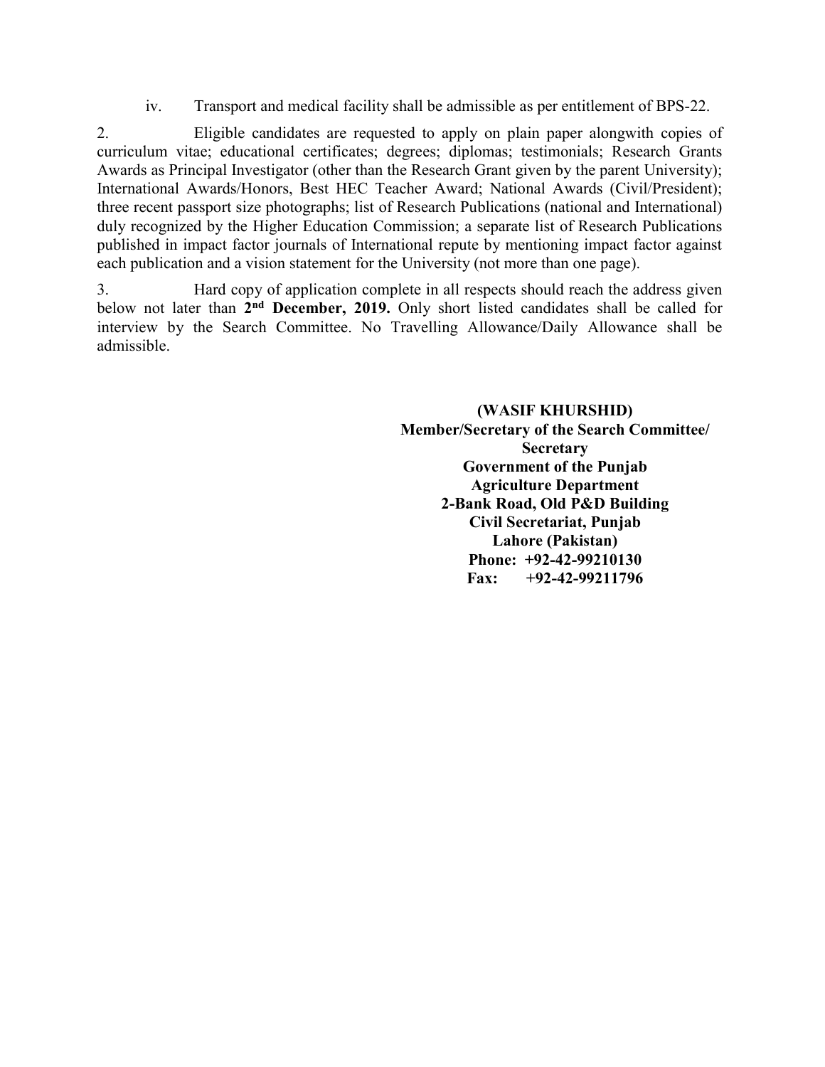iv. Transport and medical facility shall be admissible as per entitlement of BPS-22.

2. Eligible candidates are requested to apply on plain paper alongwith copies of curriculum vitae; educational certificates; degrees; diplomas; testimonials; Research Grants Awards as Principal Investigator (other than the Research Grant given by the parent University); International Awards/Honors, Best HEC Teacher Award; National Awards (Civil/President); three recent passport size photographs; list of Research Publications (national and International) duly recognized by the Higher Education Commission; a separate list of Research Publications published in impact factor journals of International repute by mentioning impact factor against each publication and a vision statement for the University (not more than one page).

3. Hard copy of application complete in all respects should reach the address given below not later than **2nd December, 2019.** Only short listed candidates shall be called for interview by the Search Committee. No Travelling Allowance/Daily Allowance shall be admissible.

**(WASIF KHURSHID)**
**Member/Secretary of the Search Committee/**
**Secretary**
**Government of the Punjab**
**Agriculture Department**
**2-Bank Road, Old P&D Building**
**Civil Secretariat, Punjab**
**Lahore (Pakistan)**
**Phone: +92-42-99210130**
**Fax: +92-42-99211796**